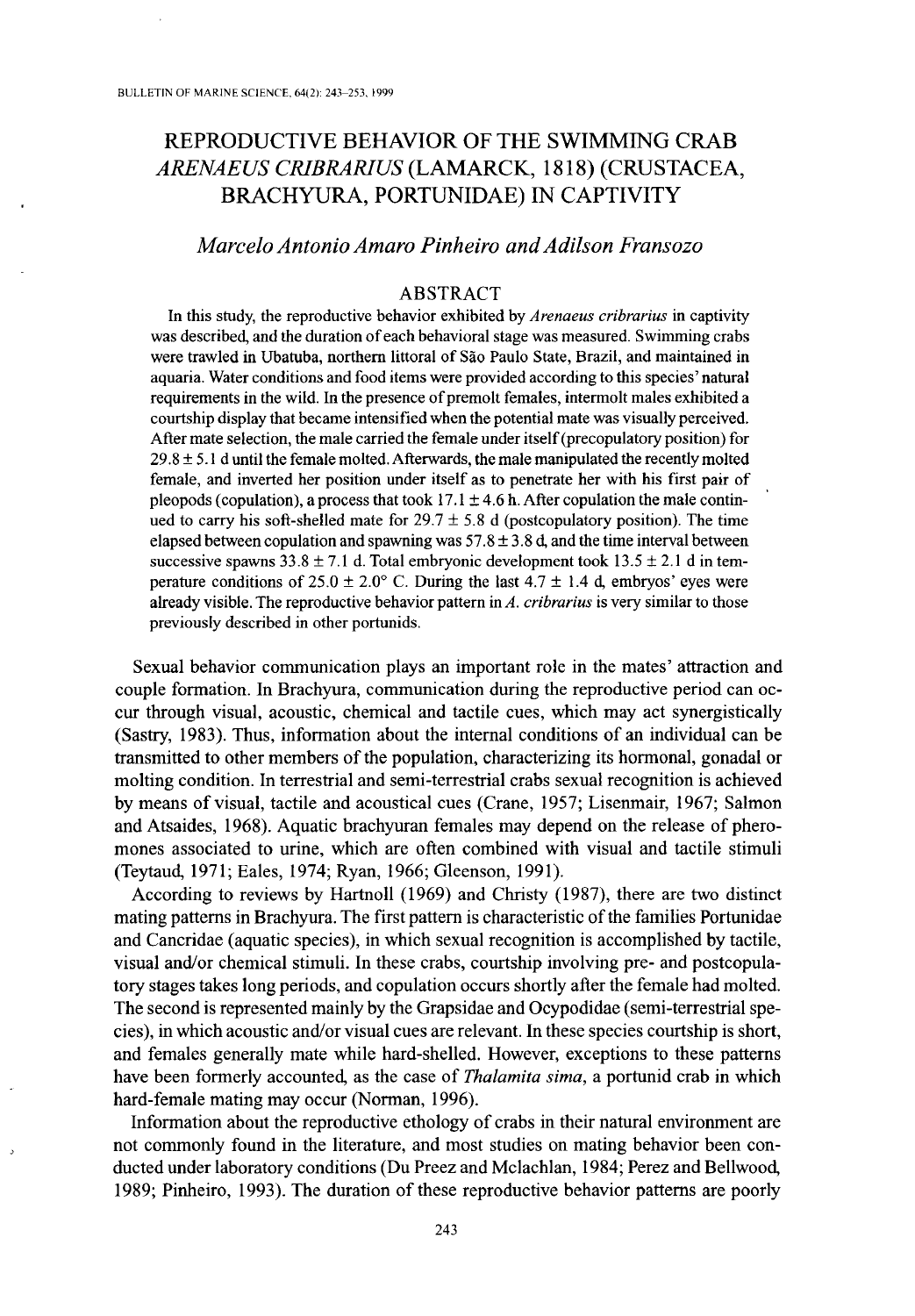# REPRODUCTIVE BEHAVIOR OF THE SWIMMING CRAB *ARENAEUS CRIBRARIUS* (LAMARCK, 1818) (CRUSTACEA, BRACHYURA, PORTUNIDAE) IN CAPTIVITY

*Marcelo Antonio Amaro Pinheiro and Adilson Fransozo*

## ABSTRACT

In this study, the reproductive behavior exhibited by *Arenaeus cribrarius* in captivity was described, and the duration of each behavioral stage was measured. Swimming crabs were trawled in Ubatuba, northern littoral of São Paulo State, Brazil, and maintained in aquaria. Water conditions and food items were provided according to this species' natural requirements in the wild. In the presence of premolt females, intermolt males exhibited a courtship display that became intensified when the potential mate was visually perceived. After mate selection, the male carried the female under itself (precopulatory position) for $29.8 \pm 5.1$ d until the female molted. Afterwards, the male manipulated the recently molted female, and inverted her position under itself as to penetrate her with his first pair of pleopods (copulation), a process that took $17.1 \pm 4.6$ h. After copulation the male continued to carry his soft-shelled mate for $29.7 \pm 5.8$ d (postcopulatory position). The time elapsed between copulation and spawning was $57.8 \pm 3.8$ d, and the time interval between successive spawns $33.8 \pm 7.1$ d. Total embryonic development took $13.5 \pm 2.1$ d in temperature conditions of $25.0 \pm 2.0°$ C. During the last $4.7 \pm 1.4$ d, embryos' eyes were already visible. The reproductive behavior pattern in *A. cribrarius* is very similar to those previously described in other portunids.

Sexual behavior communication plays an important role in the mates' attraction and couple formation. In Brachyura, communication during the reproductive period can occur through visual, acoustic, chemical and tactile cues, which may act synergistically (Sastry, 1983). Thus, information about the internal conditions of an individual can be transmitted to other members of the population, characterizing its hormonal, gonadal or molting condition. In terrestrial and semi-terrestrial crabs sexual recognition is achieved by means of visual, tactile and acoustical cues (Crane, 1957; Lisenmair, 1967; Salmon and Atsaides, 1968). Aquatic brachyuran females may depend on the release of pheromones associated to urine, which are often combined with visual and tactile stimuli (Teytaud, 1971; Eales, 1974; Ryan, 1966; Gleenson, 1991).

According to reviews by Hartnoll (1969) and Christy (1987), there are two distinct mating patterns in Brachyura. The first pattern is characteristic of the families Portunidae and Cancridae (aquatic species), in which sexual recognition is accomplished by tactile, visual and/or chemical stimuli. In these crabs, courtship involving pre- and postcopulatory stages takes long periods, and copulation occurs shortly after the female had molted. The second is represented mainly by the Grapsidae and Ocypodidae (semi-terrestrial species), in which acoustic and/or visual cues are relevant. In these species courtship is short, and females generally mate while hard-shelled. However, exceptions to these patterns have been formerly accounted, as the case of *Thalamita sima*, a portunid crab in which hard-female mating may occur (Norman, 1996).

Information about the reproductive ethology of crabs in their natural environment are not commonly found in the literature, and most studies on mating behavior been conducted under laboratory conditions (Du Preez and Mclachlan, 1984; Perez and Bellwood, 1989; Pinheiro, 1993). The duration of these reproductive behavior patterns are poorly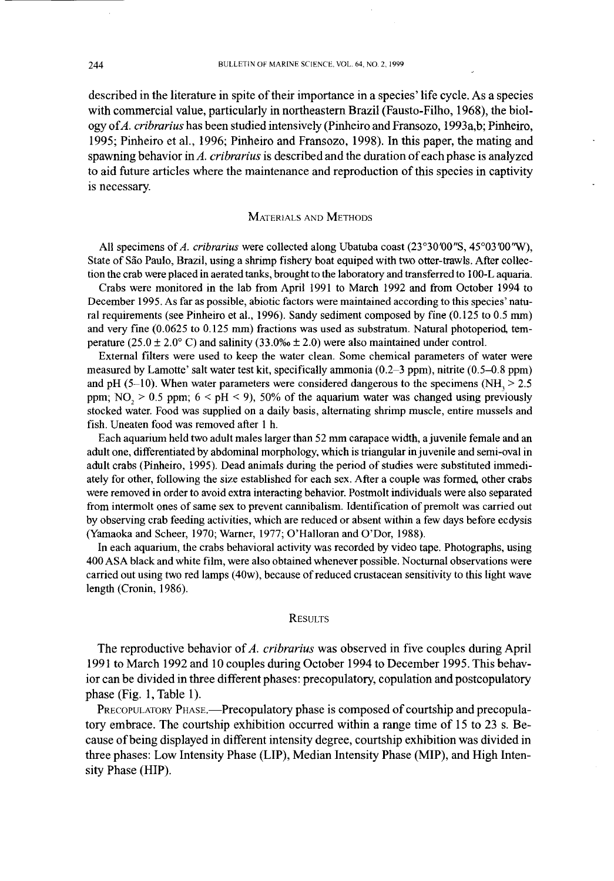described in the literature in spite of their importance in a species' life cycle. As a species with commercial value, particularly in northeastern Brazil (Fausto-Filho, 1968), the biology of *A. cribrarius* has been studied intensively (Pinheiro and Fransozo, 1993a,b; Pinheiro, 1995; Pinheiro et al., 1996; Pinheiro and Fransozo, 1998). In this paper, the mating and spawning behavior in *A. cribrarius* is described and the duration of each phase is analyzed to aid future articles where the maintenance and reproduction of this species in captivity is necessary.

## Materials and Methods

All specimens of *A. cribrarius* were collected along Ubatuba coast (23°30′00″S, 45°03′00″W), State of São Paulo, Brazil, using a shrimp fishery boat equiped with two otter-trawls. After collection the crab were placed in aerated tanks, brought to the laboratory and transferred to 100-L aquaria.

Crabs were monitored in the lab from April 1991 to March 1992 and from October 1994 to December 1995. As far as possible, abiotic factors were maintained according to this species' natural requirements (see Pinheiro et al., 1996). Sandy sediment composed by fine (0.125 to 0.5 mm) and very fine (0.0625 to 0.125 mm) fractions was used as substratum. Natural photoperiod, temperature (25.0 ± 2.0° C) and salinity (33.0‰ ± 2.0) were also maintained under control.

External filters were used to keep the water clean. Some chemical parameters of water were measured by Lamotte' salt water test kit, specifically ammonia (0.2–3 ppm), nitrite (0.5–0.8 ppm) and pH (5–10). When water parameters were considered dangerous to the specimens ($NH_3 > 2.5$ ppm; $NO_2 > 0.5$ ppm; $6 < pH < 9$), 50% of the aquarium water was changed using previously stocked water. Food was supplied on a daily basis, alternating shrimp muscle, entire mussels and fish. Uneaten food was removed after 1 h.

Each aquarium held two adult males larger than 52 mm carapace width, a juvenile female and an adult one, differentiated by abdominal morphology, which is triangular in juvenile and semi-oval in adult crabs (Pinheiro, 1995). Dead animals during the period of studies were substituted immediately for other, following the size established for each sex. After a couple was formed, other crabs were removed in order to avoid extra interacting behavior. Postmolt individuals were also separated from intermolt ones of same sex to prevent cannibalism. Identification of premolt was carried out by observing crab feeding activities, which are reduced or absent within a few days before ecdysis (Yamaoka and Scheer, 1970; Warner, 1977; O'Halloran and O'Dor, 1988).

In each aquarium, the crabs behavioral activity was recorded by video tape. Photographs, using 400 ASA black and white film, were also obtained whenever possible. Nocturnal observations were carried out using two red lamps (40w), because of reduced crustacean sensitivity to this light wave length (Cronin, 1986).

## Results

The reproductive behavior of *A. cribrarius* was observed in five couples during April 1991 to March 1992 and 10 couples during October 1994 to December 1995. This behavior can be divided in three different phases: precopulatory, copulation and postcopulatory phase (Fig. 1, Table 1).

Precopulatory Phase.—Precopulatory phase is composed of courtship and precopulatory embrace. The courtship exhibition occurred within a range time of 15 to 23 s. Because of being displayed in different intensity degree, courtship exhibition was divided in three phases: Low Intensity Phase (LIP), Median Intensity Phase (MIP), and High Intensity Phase (HIP).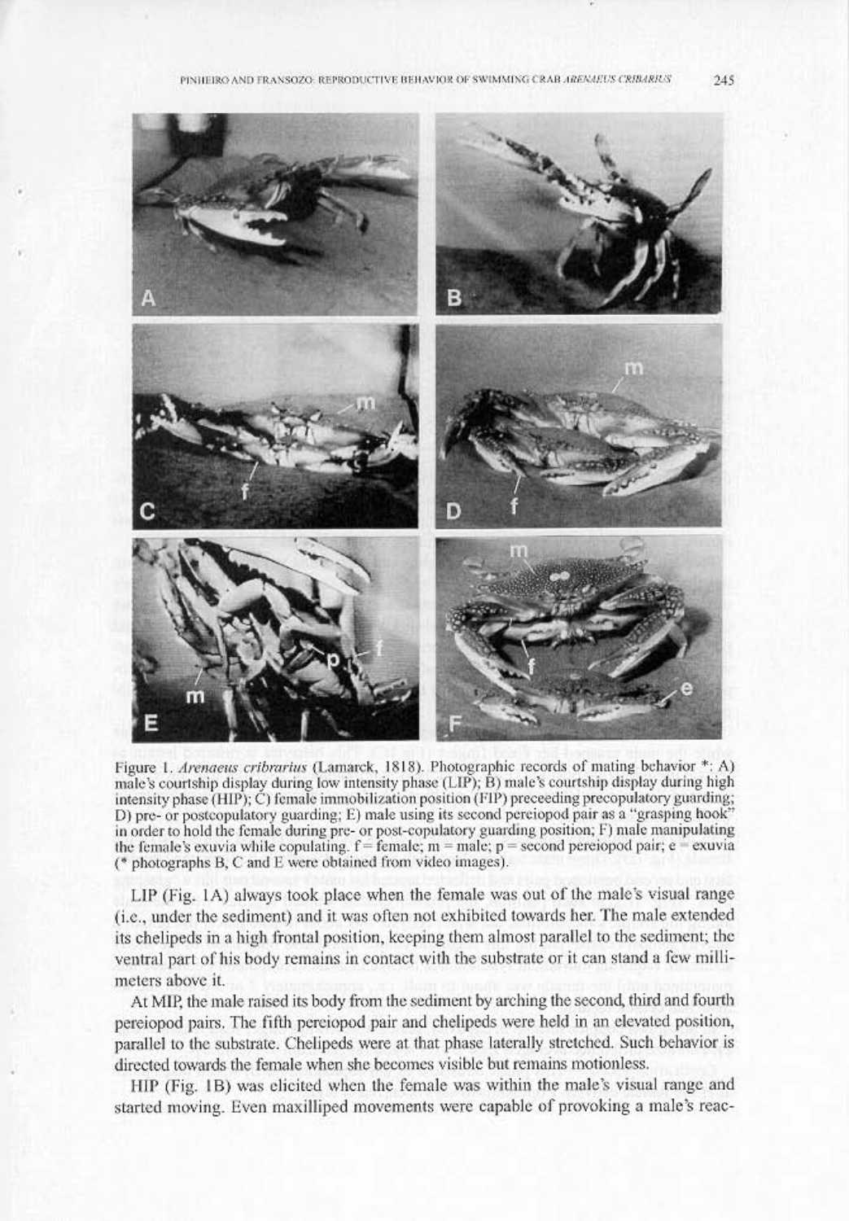Figure 1. *Arenaeus cribrarius* (Lamarck, 1818). Photographic records of mating behavior *: A) male's courtship display during low intensity phase (LIP); B) male's courtship display during high intensity phase (HIP); C) female immobilization position (FIP) preceeding precopulatory guarding; D) pre- or postcopulatory guarding; E) male using its second pereiopod pair as a "grasping hook" in order to hold the female during pre- or post-copulatory guarding position; F) male manipulating the female's exuvia while copulating. f = female; m = male; p = second pereiopod pair; e = exuvia (* photographs B, C and E were obtained from video images).

LIP (Fig. 1A) always took place when the female was out of the male's visual range (i.e., under the sediment) and it was often not exhibited towards her. The male extended its chelipeds in a high frontal position, keeping them almost parallel to the sediment; the ventral part of his body remains in contact with the substrate or it can stand a few millimeters above it.

At MIP, the male raised its body from the sediment by arching the second, third and fourth pereiopod pairs. The fifth pereiopod pair and chelipeds were held in an elevated position, parallel to the substrate. Chelipeds were at that phase laterally stretched. Such behavior is directed towards the female when she becomes visible but remains motionless.

HIP (Fig. 1B) was elicited when the female was within the male's visual range and started moving. Even maxilliped movements were capable of provoking a male's reac-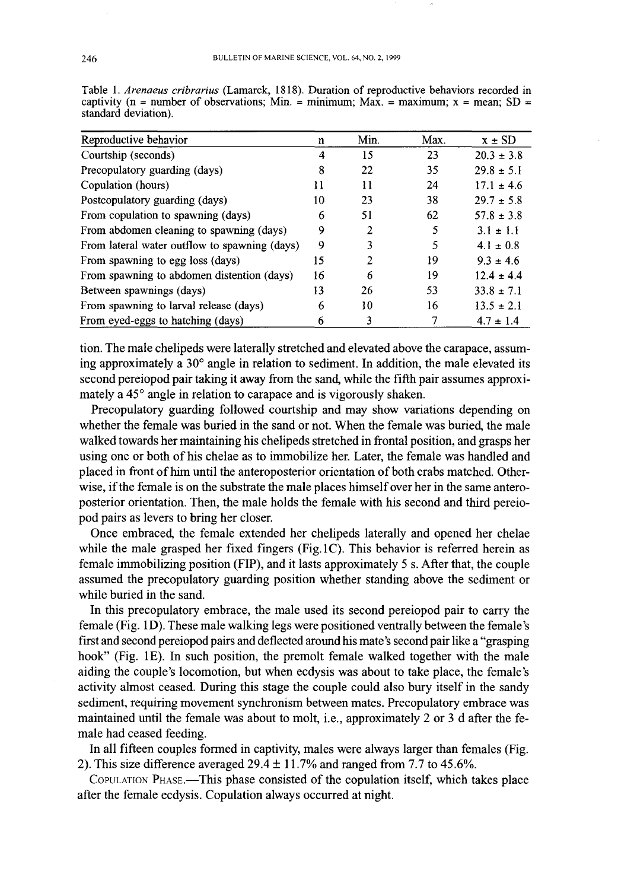Table 1. *Arenaeus cribrarius* (Lamarck, 1818). Duration of reproductive behaviors recorded in captivity (n = number of observations; Min. = minimum; Max. = maximum; x = mean; SD = standard deviation).

| Reproductive behavior | n | Min. | Max. | x ± SD |
|---|---|---|---|---|
| Courtship (seconds) | 4 | 15 | 23 | 20.3 ± 3.8 |
| Precopulatory guarding (days) | 8 | 22 | 35 | 29.8 ± 5.1 |
| Copulation (hours) | 11 | 11 | 24 | 17.1 ± 4.6 |
| Postcopulatory guarding (days) | 10 | 23 | 38 | 29.7 ± 5.8 |
| From copulation to spawning (days) | 6 | 51 | 62 | 57.8 ± 3.8 |
| From abdomen cleaning to spawning (days) | 9 | 2 | 5 | 3.1 ± 1.1 |
| From lateral water outflow to spawning (days) | 9 | 3 | 5 | 4.1 ± 0.8 |
| From spawning to egg loss (days) | 15 | 2 | 19 | 9.3 ± 4.6 |
| From spawning to abdomen distention (days) | 16 | 6 | 19 | 12.4 ± 4.4 |
| Between spawnings (days) | 13 | 26 | 53 | 33.8 ± 7.1 |
| From spawning to larval release (days) | 6 | 10 | 16 | 13.5 ± 2.1 |
| From eyed-eggs to hatching (days) | 6 | 3 | 7 | 4.7 ± 1.4 |

tion. The male chelipeds were laterally stretched and elevated above the carapace, assuming approximately a 30° angle in relation to sediment. In addition, the male elevated its second pereiopod pair taking it away from the sand, while the fifth pair assumes approximately a 45° angle in relation to carapace and is vigorously shaken.

Precopulatory guarding followed courtship and may show variations depending on whether the female was buried in the sand or not. When the female was buried, the male walked towards her maintaining his chelipeds stretched in frontal position, and grasps her using one or both of his chelae as to immobilize her. Later, the female was handled and placed in front of him until the anteroposterior orientation of both crabs matched. Otherwise, if the female is on the substrate the male places himself over her in the same anteroposterior orientation. Then, the male holds the female with his second and third pereiopod pairs as levers to bring her closer.

Once embraced, the female extended her chelipeds laterally and opened her chelae while the male grasped her fixed fingers (Fig.1C). This behavior is referred herein as female immobilizing position (FIP), and it lasts approximately 5 s. After that, the couple assumed the precopulatory guarding position whether standing above the sediment or while buried in the sand.

In this precopulatory embrace, the male used its second pereiopod pair to carry the female (Fig. 1D). These male walking legs were positioned ventrally between the female's first and second pereiopod pairs and deflected around his mate's second pair like a "grasping hook" (Fig. 1E). In such position, the premolt female walked together with the male aiding the couple's locomotion, but when ecdysis was about to take place, the female's activity almost ceased. During this stage the couple could also bury itself in the sandy sediment, requiring movement synchronism between mates. Precopulatory embrace was maintained until the female was about to molt, i.e., approximately 2 or 3 d after the female had ceased feeding.

In all fifteen couples formed in captivity, males were always larger than females (Fig. 2). This size difference averaged 29.4 ± 11.7% and ranged from 7.7 to 45.6%.

COPULATION PHASE.—This phase consisted of the copulation itself, which takes place after the female ecdysis. Copulation always occurred at night.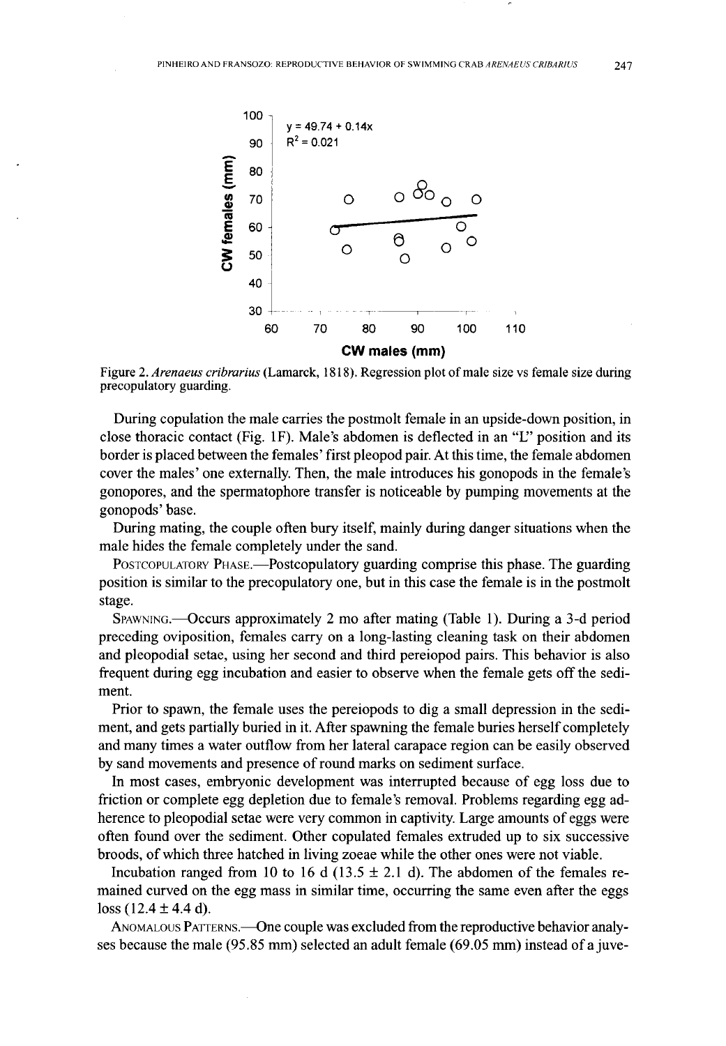Figure 2. *Arenaeus cribrarius* (Lamarck, 1818). Regression plot of male size vs female size during precopulatory guarding.

During copulation the male carries the postmolt female in an upside-down position, in close thoracic contact (Fig. 1F). Male's abdomen is deflected in an "L" position and its border is placed between the females' first pleopod pair. At this time, the female abdomen cover the males' one externally. Then, the male introduces his gonopods in the female's gonopores, and the spermatophore transfer is noticeable by pumping movements at the gonopods' base.

During mating, the couple often bury itself, mainly during danger situations when the male hides the female completely under the sand.

POSTCOPULATORY PHASE.—Postcopulatory guarding comprise this phase. The guarding position is similar to the precopulatory one, but in this case the female is in the postmolt stage.

SPAWNING.—Occurs approximately 2 mo after mating (Table 1). During a 3-d period preceding oviposition, females carry on a long-lasting cleaning task on their abdomen and pleopodial setae, using her second and third pereiopod pairs. This behavior is also frequent during egg incubation and easier to observe when the female gets off the sediment.

Prior to spawn, the female uses the pereiopods to dig a small depression in the sediment, and gets partially buried in it. After spawning the female buries herself completely and many times a water outflow from her lateral carapace region can be easily observed by sand movements and presence of round marks on sediment surface.

In most cases, embryonic development was interrupted because of egg loss due to friction or complete egg depletion due to female's removal. Problems regarding egg adherence to pleopodial setae were very common in captivity. Large amounts of eggs were often found over the sediment. Other copulated females extruded up to six successive broods, of which three hatched in living zoeae while the other ones were not viable.

Incubation ranged from 10 to 16 d (13.5 ± 2.1 d). The abdomen of the females remained curved on the egg mass in similar time, occurring the same even after the eggs loss (12.4 ± 4.4 d).

ANOMALOUS PATTERNS.—One couple was excluded from the reproductive behavior analyses because the male (95.85 mm) selected an adult female (69.05 mm) instead of a juve-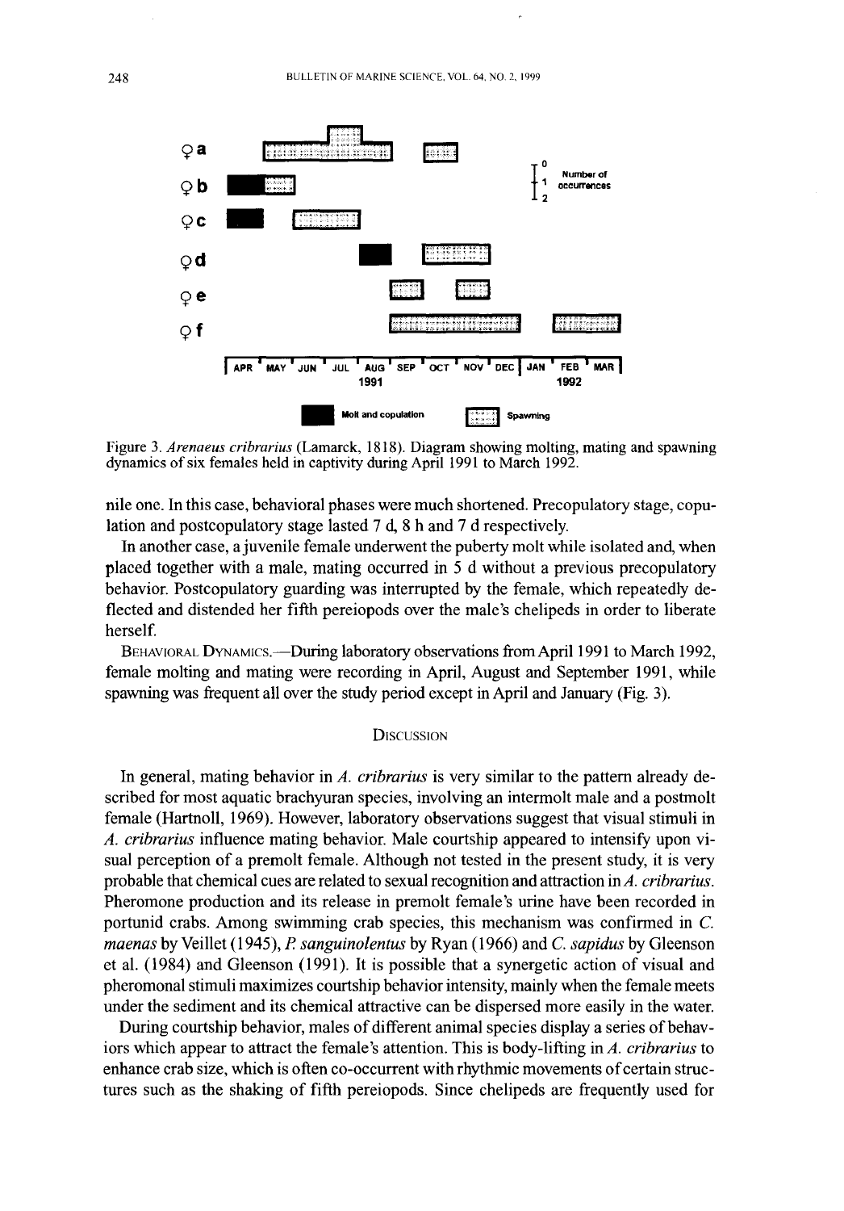Figure 3. *Arenaeus cribrarius* (Lamarck, 1818). Diagram showing molting, mating and spawning dynamics of six females held in captivity during April 1991 to March 1992.

nile one. In this case, behavioral phases were much shortened. Precopulatory stage, copulation and postcopulatory stage lasted 7 d, 8 h and 7 d respectively.

In another case, a juvenile female underwent the puberty molt while isolated and, when placed together with a male, mating occurred in 5 d without a previous precopulatory behavior. Postcopulatory guarding was interrupted by the female, which repeatedly deflected and distended her fifth pereiopods over the male's chelipeds in order to liberate herself.

BEHAVIORAL DYNAMICS.—During laboratory observations from April 1991 to March 1992, female molting and mating were recording in April, August and September 1991, while spawning was frequent all over the study period except in April and January (Fig. 3).

## DISCUSSION

In general, mating behavior in *A. cribrarius* is very similar to the pattern already described for most aquatic brachyuran species, involving an intermolt male and a postmolt female (Hartnoll, 1969). However, laboratory observations suggest that visual stimuli in *A. cribrarius* influence mating behavior. Male courtship appeared to intensify upon visual perception of a premolt female. Although not tested in the present study, it is very probable that chemical cues are related to sexual recognition and attraction in *A. cribrarius*. Pheromone production and its release in premolt female's urine have been recorded in portunid crabs. Among swimming crab species, this mechanism was confirmed in *C. maenas* by Veillet (1945), *P. sanguinolentus* by Ryan (1966) and *C. sapidus* by Gleenson et al. (1984) and Gleenson (1991). It is possible that a synergetic action of visual and pheromonal stimuli maximizes courtship behavior intensity, mainly when the female meets under the sediment and its chemical attractive can be dispersed more easily in the water.

During courtship behavior, males of different animal species display a series of behaviors which appear to attract the female's attention. This is body-lifting in *A. cribrarius* to enhance crab size, which is often co-occurrent with rhythmic movements of certain structures such as the shaking of fifth pereiopods. Since chelipeds are frequently used for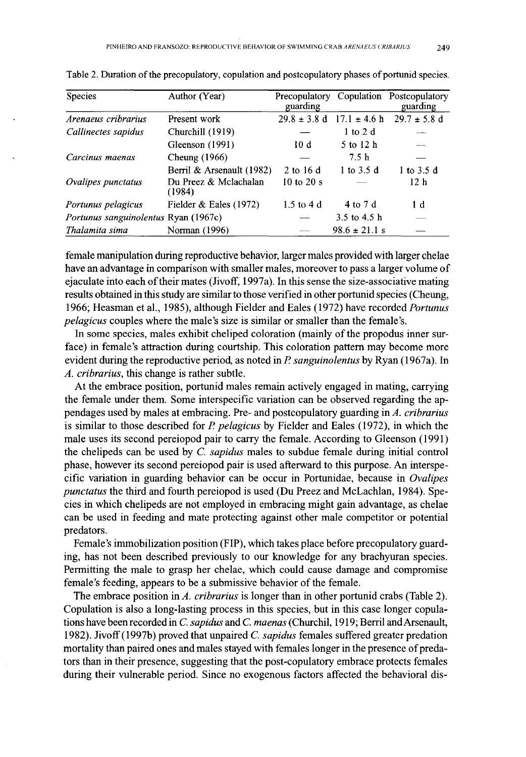Table 2. Duration of the precopulatory, copulation and postcopulatory phases of portunid species.

| Species | Author (Year) | Precopulatory guarding | Copulation | Postcopulatory guarding |
|---|---|---|---|---|
| *Arenaeus cribrarius* | Present work | 29.8 ± 3.8 d | 17.1 ± 4.6 h | 29.7 ± 5.8 d |
| *Callinectes sapidus* | Churchill (1919) | — | 1 to 2 d | — |
| | Gleenson (1991) | 10 d | 5 to 12 h | — |
| *Carcinus maenas* | Cheung (1966) | — | 7.5 h | — |
| | Berril & Arsenault (1982) | 2 to 16 d | 1 to 3.5 d | 1 to 3.5 d |
| *Ovalipes punctatus* | Du Preez & Mclachalan (1984) | 10 to 20 s | — | 12 h |
| *Portunus pelagicus* | Fielder & Eales (1972) | 1.5 to 4 d | 4 to 7 d | 1 d |
| *Portunus sanguinolentus* | Ryan (1967c) | — | 3.5 to 4.5 h | — |
| *Thalamita sima* | Norman (1996) | — | 98.6 ± 21.1 s | — |

female manipulation during reproductive behavior, larger males provided with larger chelae have an advantage in comparison with smaller males, moreover to pass a larger volume of ejaculate into each of their mates (Jivoff, 1997a). In this sense the size-associative mating results obtained in this study are similar to those verified in other portunid species (Cheung, 1966; Heasman et al., 1985), although Fielder and Eales (1972) have recorded *Portunus pelagicus* couples where the male's size is similar or smaller than the female's.

In some species, males exhibit cheliped coloration (mainly of the propodus inner surface) in female's attraction during courtship. This coloration pattern may become more evident during the reproductive period, as noted in *P. sanguinolentus* by Ryan (1967a). In *A. cribrarius*, this change is rather subtle.

At the embrace position, portunid males remain actively engaged in mating, carrying the female under them. Some interspecific variation can be observed regarding the appendages used by males at embracing. Pre- and postcopulatory guarding in *A. cribrarius* is similar to those described for *P. pelagicus* by Fielder and Eales (1972), in which the male uses its second pereiopod pair to carry the female. According to Gleenson (1991) the chelipeds can be used by *C. sapidus* males to subdue female during initial control phase, however its second pereiopod pair is used afterward to this purpose. An interspecific variation in guarding behavior can be occur in Portunidae, because in *Ovalipes punctatus* the third and fourth pereiopod is used (Du Preez and McLachlan, 1984). Species in which chelipeds are not employed in embracing might gain advantage, as chelae can be used in feeding and mate protecting against other male competitor or potential predators.

Female's immobilization position (FIP), which takes place before precopulatory guarding, has not been described previously to our knowledge for any brachyuran species. Permitting the male to grasp her chelae, which could cause damage and compromise female's feeding, appears to be a submissive behavior of the female.

The embrace position in *A. cribrarius* is longer than in other portunid crabs (Table 2). Copulation is also a long-lasting process in this species, but in this case longer copulations have been recorded in *C. sapidus* and *C. maenas* (Churchil, 1919; Berril and Arsenault, 1982). Jivoff (1997b) proved that unpaired *C. sapidus* females suffered greater predation mortality than paired ones and males stayed with females longer in the presence of predators than in their presence, suggesting that the post-copulatory embrace protects females during their vulnerable period. Since no exogenous factors affected the behavioral dis-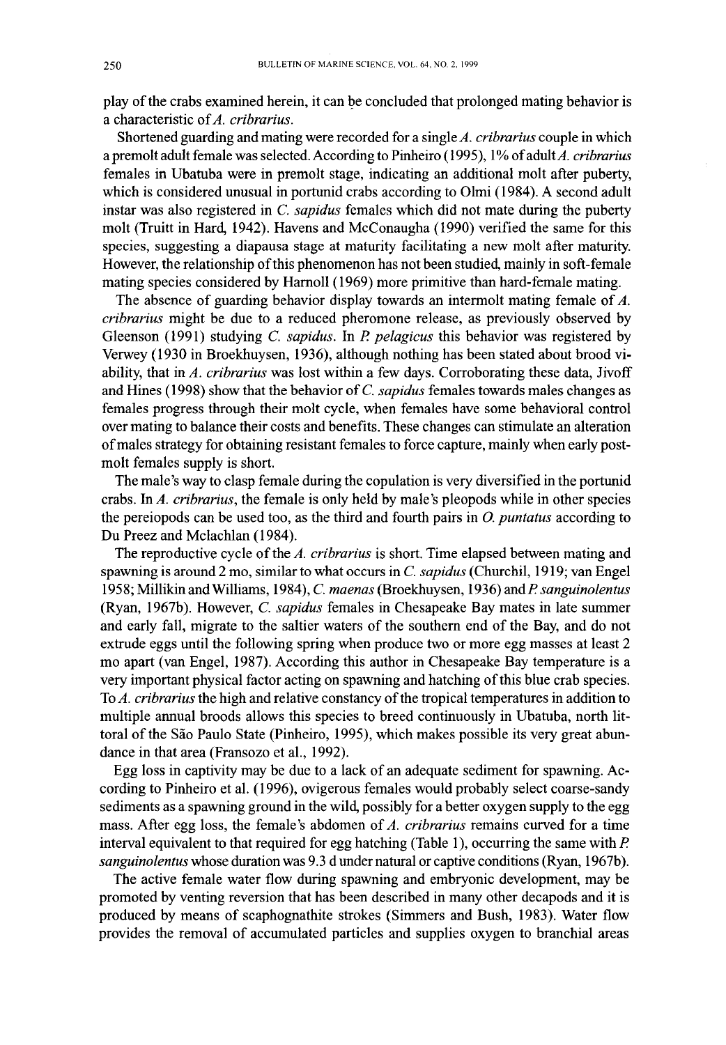play of the crabs examined herein, it can be concluded that prolonged mating behavior is a characteristic of *A. cribrarius*.

Shortened guarding and mating were recorded for a single *A. cribrarius* couple in which a premolt adult female was selected. According to Pinheiro (1995), 1% of adult *A. cribrarius* females in Ubatuba were in premolt stage, indicating an additional molt after puberty, which is considered unusual in portunid crabs according to Olmi (1984). A second adult instar was also registered in *C. sapidus* females which did not mate during the puberty molt (Truitt in Hard, 1942). Havens and McConaugha (1990) verified the same for this species, suggesting a diapausa stage at maturity facilitating a new molt after maturity. However, the relationship of this phenomenon has not been studied, mainly in soft-female mating species considered by Harnoll (1969) more primitive than hard-female mating.

The absence of guarding behavior display towards an intermolt mating female of *A. cribrarius* might be due to a reduced pheromone release, as previously observed by Gleenson (1991) studying *C. sapidus*. In *P. pelagicus* this behavior was registered by Verwey (1930 in Broekhuysen, 1936), although nothing has been stated about brood viability, that in *A. cribrarius* was lost within a few days. Corroborating these data, Jivoff and Hines (1998) show that the behavior of *C. sapidus* females towards males changes as females progress through their molt cycle, when females have some behavioral control over mating to balance their costs and benefits. These changes can stimulate an alteration of males strategy for obtaining resistant females to force capture, mainly when early postmolt females supply is short.

The male's way to clasp female during the copulation is very diversified in the portunid crabs. In *A. cribrarius*, the female is only held by male's pleopods while in other species the pereiopods can be used too, as the third and fourth pairs in *O. puntatus* according to Du Preez and Mclachlan (1984).

The reproductive cycle of the *A. cribrarius* is short. Time elapsed between mating and spawning is around 2 mo, similar to what occurs in *C. sapidus* (Churchil, 1919; van Engel 1958; Millikin and Williams, 1984), *C. maenas* (Broekhuysen, 1936) and *P. sanguinolentus* (Ryan, 1967b). However, *C. sapidus* females in Chesapeake Bay mates in late summer and early fall, migrate to the saltier waters of the southern end of the Bay, and do not extrude eggs until the following spring when produce two or more egg masses at least 2 mo apart (van Engel, 1987). According this author in Chesapeake Bay temperature is a very important physical factor acting on spawning and hatching of this blue crab species. To *A. cribrarius* the high and relative constancy of the tropical temperatures in addition to multiple annual broods allows this species to breed continuously in Ubatuba, north littoral of the São Paulo State (Pinheiro, 1995), which makes possible its very great abundance in that area (Fransozo et al., 1992).

Egg loss in captivity may be due to a lack of an adequate sediment for spawning. According to Pinheiro et al. (1996), ovigerous females would probably select coarse-sandy sediments as a spawning ground in the wild, possibly for a better oxygen supply to the egg mass. After egg loss, the female's abdomen of *A. cribrarius* remains curved for a time interval equivalent to that required for egg hatching (Table 1), occurring the same with *P. sanguinolentus* whose duration was 9.3 d under natural or captive conditions (Ryan, 1967b).

The active female water flow during spawning and embryonic development, may be promoted by venting reversion that has been described in many other decapods and it is produced by means of scaphognathite strokes (Simmers and Bush, 1983). Water flow provides the removal of accumulated particles and supplies oxygen to branchial areas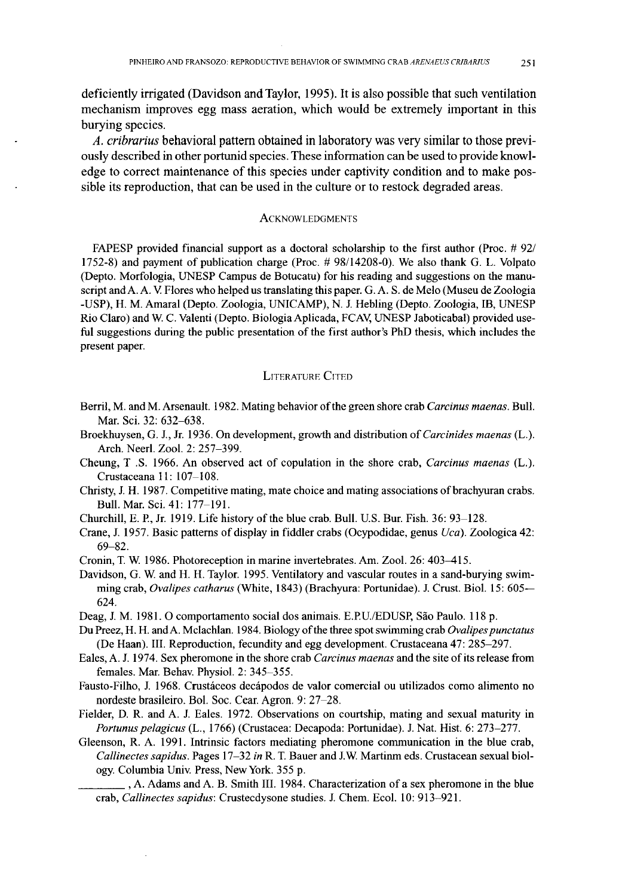deficiently irrigated (Davidson and Taylor, 1995). It is also possible that such ventilation mechanism improves egg mass aeration, which would be extremely important in this burying species.

*A. cribrarius* behavioral pattern obtained in laboratory was very similar to those previously described in other portunid species. These information can be used to provide knowledge to correct maintenance of this species under captivity condition and to make possible its reproduction, that can be used in the culture or to restock degraded areas.

## Acknowledgments

FAPESP provided financial support as a doctoral scholarship to the first author (Proc. # 92/1752-8) and payment of publication charge (Proc. # 98/14208-0). We also thank G. L. Volpato (Depto. Morfologia, UNESP Campus de Botucatu) for his reading and suggestions on the manuscript and A. A. V. Flores who helped us translating this paper. G. A. S. de Melo (Museu de Zoologia -USP), H. M. Amaral (Depto. Zoologia, UNICAMP), N. J. Hebling (Depto. Zoologia, IB, UNESP Rio Claro) and W. C. Valenti (Depto. Biologia Aplicada, FCAV, UNESP Jaboticabal) provided useful suggestions during the public presentation of the first author's PhD thesis, which includes the present paper.

## Literature Cited

Berril, M. and M. Arsenault. 1982. Mating behavior of the green shore crab *Carcinus maenas*. Bull. Mar. Sci. 32: 632–638.

Broekhuysen, G. J., Jr. 1936. On development, growth and distribution of *Carcinides maenas* (L.). Arch. Neerl. Zool. 2: 257–399.

Cheung, T .S. 1966. An observed act of copulation in the shore crab, *Carcinus maenas* (L.). Crustaceana 11: 107–108.

Christy, J. H. 1987. Competitive mating, mate choice and mating associations of brachyuran crabs. Bull. Mar. Sci. 41: 177–191.

Churchill, E. P., Jr. 1919. Life history of the blue crab. Bull. U.S. Bur. Fish. 36: 93–128.

Crane, J. 1957. Basic patterns of display in fiddler crabs (Ocypodidae, genus *Uca*). Zoologica 42: 69–82.

Cronin, T. W. 1986. Photoreception in marine invertebrates. Am. Zool. 26: 403–415.

Davidson, G. W. and H. H. Taylor. 1995. Ventilatory and vascular routes in a sand-burying swimming crab, *Ovalipes catharus* (White, 1843) (Brachyura: Portunidae). J. Crust. Biol. 15: 605–624.

Deag, J. M. 1981. O comportamento social dos animais. E.P.U./EDUSP, São Paulo. 118 p.

Du Preez, H. H. and A. Mclachlan. 1984. Biology of the three spot swimming crab *Ovalipes punctatus* (De Haan). III. Reproduction, fecundity and egg development. Crustaceana 47: 285–297.

Eales, A. J. 1974. Sex pheromone in the shore crab *Carcinus maenas* and the site of its release from females. Mar. Behav. Physiol. 2: 345–355.

Fausto-Filho, J. 1968. Crustáceos decápodos de valor comercial ou utilizados como alimento no nordeste brasileiro. Bol. Soc. Cear. Agron. 9: 27–28.

Fielder, D. R. and A. J. Eales. 1972. Observations on courtship, mating and sexual maturity in *Portunus pelagicus* (L., 1766) (Crustacea: Decapoda: Portunidae). J. Nat. Hist. 6: 273–277.

Gleenson, R. A. 1991. Intrinsic factors mediating pheromone communication in the blue crab, *Callinectes sapidus*. Pages 17–32 *in* R. T. Bauer and J.W. Martinm eds. Crustacean sexual biology. Columbia Univ. Press, New York. 355 p.

________ , A. Adams and A. B. Smith III. 1984. Characterization of a sex pheromone in the blue crab, *Callinectes sapidus*: Crustecdysone studies. J. Chem. Ecol. 10: 913–921.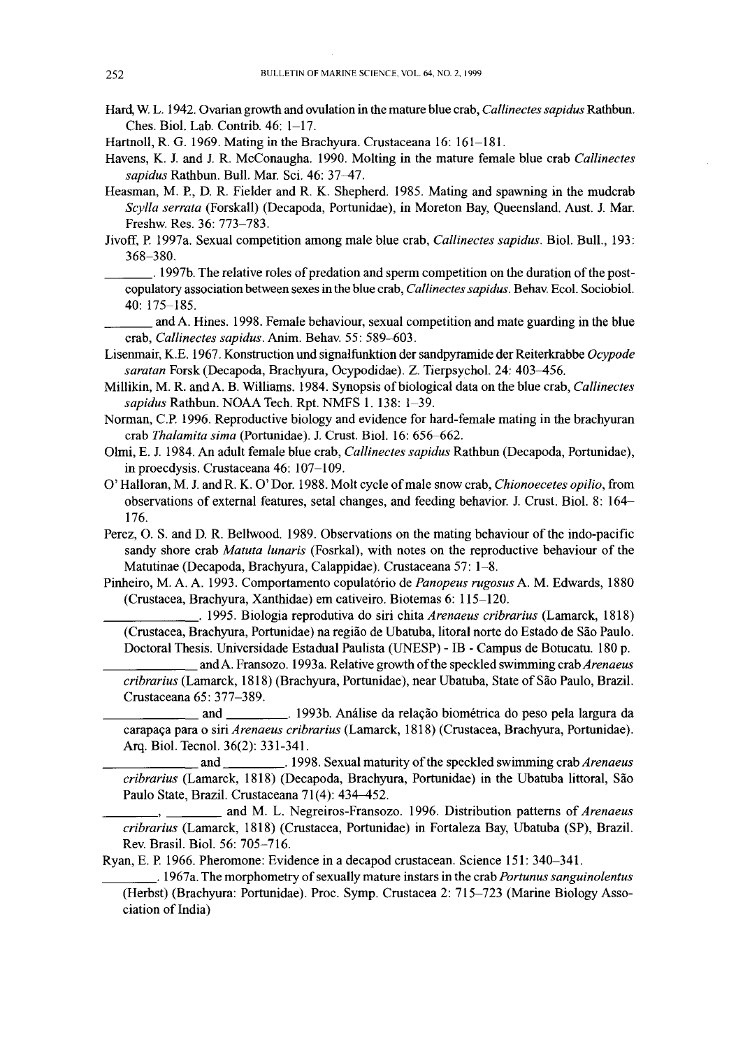Hard, W. L. 1942. Ovarian growth and ovulation in the mature blue crab, *Callinectes sapidus* Rathbun. Ches. Biol. Lab. Contrib. 46: 1–17.

Hartnoll, R. G. 1969. Mating in the Brachyura. Crustaceana 16: 161–181.

Havens, K. J. and J. R. McConaugha. 1990. Molting in the mature female blue crab *Callinectes sapidus* Rathbun. Bull. Mar. Sci. 46: 37–47.

Heasman, M. P., D. R. Fielder and R. K. Shepherd. 1985. Mating and spawning in the mudcrab *Scylla serrata* (Forskall) (Decapoda, Portunidae), in Moreton Bay, Queensland. Aust. J. Mar. Freshw. Res. 36: 773–783.

Jivoff, P. 1997a. Sexual competition among male blue crab, *Callinectes sapidus*. Biol. Bull., 193: 368–380.

_______. 1997b. The relative roles of predation and sperm competition on the duration of the post-copulatory association between sexes in the blue crab, *Callinectes sapidus*. Behav. Ecol. Sociobiol. 40: 175–185.

_______ and A. Hines. 1998. Female behaviour, sexual competition and mate guarding in the blue crab, *Callinectes sapidus*. Anim. Behav. 55: 589–603.

Lisenmair, K.E. 1967. Konstruction und signalfunktion der sandpyramide der Reiterkrabbe *Ocypode saratan* Forsk (Decapoda, Brachyura, Ocypodidae). Z. Tierpsychol. 24: 403–456.

Millikin, M. R. and A. B. Williams. 1984. Synopsis of biological data on the blue crab, *Callinectes sapidus* Rathbun. NOAA Tech. Rpt. NMFS 1. 138: 1–39.

Norman, C.P. 1996. Reproductive biology and evidence for hard-female mating in the brachyuran crab *Thalamita sima* (Portunidae). J. Crust. Biol. 16: 656–662.

Olmi, E. J. 1984. An adult female blue crab, *Callinectes sapidus* Rathbun (Decapoda, Portunidae), in proecdysis. Crustaceana 46: 107–109.

O' Halloran, M. J. and R. K. O' Dor. 1988. Molt cycle of male snow crab, *Chionoecetes opilio*, from observations of external features, setal changes, and feeding behavior. J. Crust. Biol. 8: 164–176.

Perez, O. S. and D. R. Bellwood. 1989. Observations on the mating behaviour of the indo-pacific sandy shore crab *Matuta lunaris* (Fosrkal), with notes on the reproductive behaviour of the Matutinae (Decapoda, Brachyura, Calappidae). Crustaceana 57: 1–8.

Pinheiro, M. A. A. 1993. Comportamento copulatório de *Panopeus rugosus* A. M. Edwards, 1880 (Crustacea, Brachyura, Xanthidae) em cativeiro. Biotemas 6: 115–120.

_____________. 1995. Biologia reprodutiva do siri chita *Arenaeus cribrarius* (Lamarck, 1818) (Crustacea, Brachyura, Portunidae) na região de Ubatuba, litoral norte do Estado de São Paulo. Doctoral Thesis. Universidade Estadual Paulista (UNESP) - IB - Campus de Botucatu. 180 p.

_____________ and A. Fransozo. 1993a. Relative growth of the speckled swimming crab *Arenaeus cribrarius* (Lamarck, 1818) (Brachyura, Portunidae), near Ubatuba, State of São Paulo, Brazil. Crustaceana 65: 377–389.

_____________ and ________. 1993b. Análise da relação biométrica do peso pela largura da carapaça para o siri *Arenaeus cribrarius* (Lamarck, 1818) (Crustacea, Brachyura, Portunidae). Arq. Biol. Tecnol. 36(2): 331-341.

_____________ and ________. 1998. Sexual maturity of the speckled swimming crab *Arenaeus cribrarius* (Lamarck, 1818) (Decapoda, Brachyura, Portunidae) in the Ubatuba littoral, São Paulo State, Brazil. Crustaceana 71(4): 434–452.

________, ________ and M. L. Negreiros-Fransozo. 1996. Distribution patterns of *Arenaeus cribrarius* (Lamarck, 1818) (Crustacea, Portunidae) in Fortaleza Bay, Ubatuba (SP), Brazil. Rev. Brasil. Biol. 56: 705–716.

Ryan, E. P. 1966. Pheromone: Evidence in a decapod crustacean. Science 151: 340–341.

________. 1967a. The morphometry of sexually mature instars in the crab *Portunus sanguinolentus* (Herbst) (Brachyura: Portunidae). Proc. Symp. Crustacea 2: 715–723 (Marine Biology Association of India)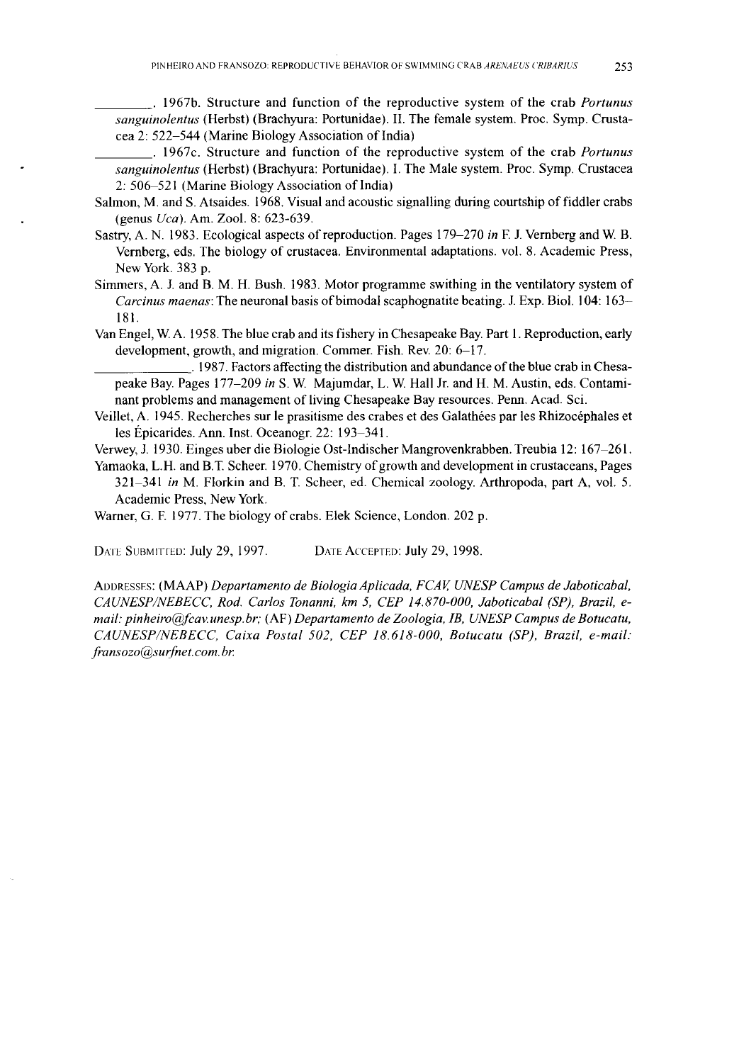________. 1967b. Structure and function of the reproductive system of the crab *Portunus sanguinolentus* (Herbst) (Brachyura: Portunidae). II. The female system. Proc. Symp. Crustacea 2: 522–544 (Marine Biology Association of India)

________. 1967c. Structure and function of the reproductive system of the crab *Portunus sanguinolentus* (Herbst) (Brachyura: Portunidae). I. The Male system. Proc. Symp. Crustacea 2: 506–521 (Marine Biology Association of India)

Salmon, M. and S. Atsaides. 1968. Visual and acoustic signalling during courtship of fiddler crabs (genus *Uca*). Am. Zool. 8: 623-639.

Sastry, A. N. 1983. Ecological aspects of reproduction. Pages 179–270 *in* F. J. Vernberg and W. B. Vernberg, eds. The biology of crustacea. Environmental adaptations. vol. 8. Academic Press, New York. 383 p.

Simmers, A. J. and B. M. H. Bush. 1983. Motor programme swithing in the ventilatory system of *Carcinus maenas*: The neuronal basis of bimodal scaphognatite beating. J. Exp. Biol. 104: 163–181.

Van Engel, W. A. 1958. The blue crab and its fishery in Chesapeake Bay. Part 1. Reproduction, early development, growth, and migration. Commer. Fish. Rev. 20: 6–17.

________. 1987. Factors affecting the distribution and abundance of the blue crab in Chesapeake Bay. Pages 177–209 *in* S. W. Majumdar, L. W. Hall Jr. and H. M. Austin, eds. Contaminant problems and management of living Chesapeake Bay resources. Penn. Acad. Sci.

Veillet, A. 1945. Recherches sur le prasitisme des crabes et des Galathées par les Rhizocéphales et les Épicarides. Ann. Inst. Oceanogr. 22: 193–341.

Verwey, J. 1930. Einges uber die Biologie Ost-Indischer Mangrovenkrabben. Treubia 12: 167–261.

Yamaoka, L.H. and B.T. Scheer. 1970. Chemistry of growth and development in crustaceans, Pages 321–341 *in* M. Florkin and B. T. Scheer, ed. Chemical zoology. Arthropoda, part A, vol. 5. Academic Press, New York.

Warner, G. F. 1977. The biology of crabs. Elek Science, London. 202 p.

DATE SUBMITTED: July 29, 1997. DATE ACCEPTED: July 29, 1998.

ADDRESSES: (MAAP) *Departamento de Biologia Aplicada, FCAV, UNESP Campus de Jaboticabal, CAUNESP/NEBECC, Rod. Carlos Tonanni, km 5, CEP 14.870-000, Jaboticabal (SP), Brazil, e-mail: pinheiro@fcav.unesp.br;* (AF) *Departamento de Zoologia, IB, UNESP Campus de Botucatu, CAUNESP/NEBECC, Caixa Postal 502, CEP 18.618-000, Botucatu (SP), Brazil, e-mail: fransozo@surfnet.com.br.*